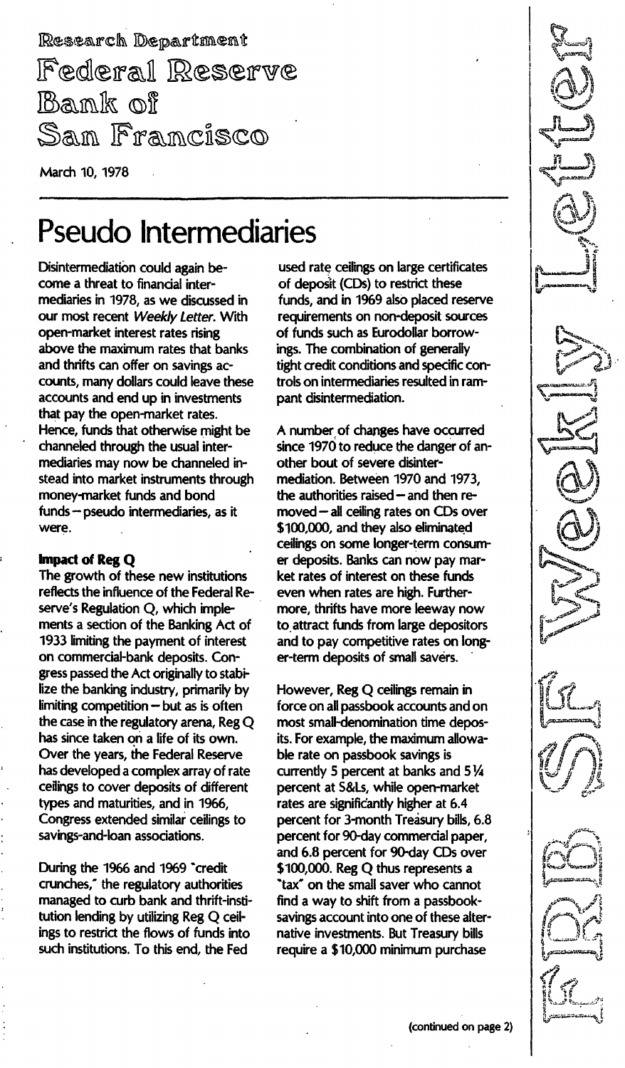Research Department
Federal Reserve Bank of San Francisco

March 10, 1978

# Pseudo Intermediaries

Disintermediation could again become a threat to financial intermediaries in 1978, as we discussed in our most recent *Weekly Letter*. With open-market interest rates rising above the maximum rates that banks and thrifts can offer on savings accounts, many dollars could leave these accounts and end up in investments that pay the open-market rates. Hence, funds that otherwise might be channeled through the usual intermediaries may now be channeled instead into market instruments through money-market funds and bond funds—pseudo intermediaries, as it were.

**Impact of Reg Q**

The growth of these new institutions reflects the influence of the Federal Reserve's Regulation Q, which implements a section of the Banking Act of 1933 limiting the payment of interest on commercial-bank deposits. Congress passed the Act originally to stabilize the banking industry, primarily by limiting competition—but as is often the case in the regulatory arena, Reg Q has since taken on a life of its own. Over the years, the Federal Reserve has developed a complex array of rate ceilings to cover deposits of different types and maturities, and in 1966, Congress extended similar ceilings to savings-and-loan associations.

During the 1966 and 1969 "credit crunches," the regulatory authorities managed to curb bank and thrift-institution lending by utilizing Reg Q ceilings to restrict the flows of funds into such institutions. To this end, the Fed used rate ceilings on large certificates of deposit (CDs) to restrict these funds, and in 1969 also placed reserve requirements on non-deposit sources of funds such as Eurodollar borrowings. The combination of generally tight credit conditions and specific controls on intermediaries resulted in rampant disintermediation.

A number of changes have occurred since 1970 to reduce the danger of another bout of severe disintermediation. Between 1970 and 1973, the authorities raised—and then removed—all ceiling rates on CDs over $100,000, and they also eliminated ceilings on some longer-term consumer deposits. Banks can now pay market rates of interest on these funds even when rates are high. Furthermore, thrifts have more leeway now to attract funds from large depositors and to pay competitive rates on longer-term deposits of small savers.

However, Reg Q ceilings remain in force on all passbook accounts and on most small-denomination time deposits. For example, the maximum allowable rate on passbook savings is currently 5 percent at banks and 5¼ percent at S&Ls, while open-market rates are significantly higher at 6.4 percent for 3-month Treasury bills, 6.8 percent for 90-day commercial paper, and 6.8 percent for 90-day CDs over $100,000. Reg Q thus represents a "tax" on the small saver who cannot find a way to shift from a passbook-savings account into one of these alternative investments. But Treasury bills require a $10,000 minimum purchase

(continued on page 2)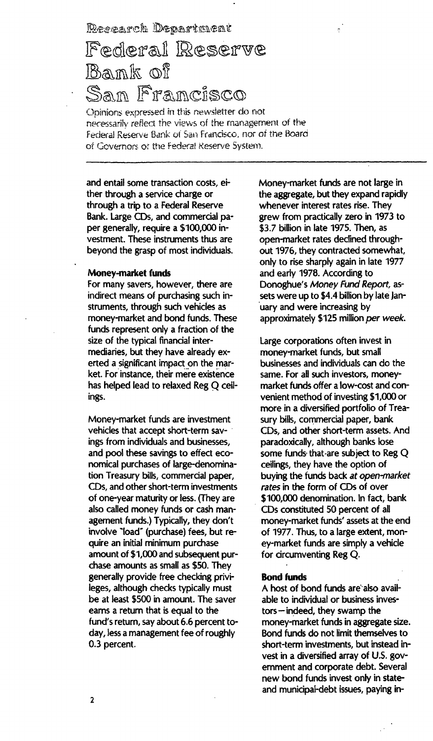# Research Department

# Federal Reserve Bank of San Francisco

Opinions expressed in this newsletter do not necessarily reflect the views of the management of the Federal Reserve Bank of San Francisco, nor of the Board of Governors of the Federal Reserve System.

and entail some transaction costs, either through a service charge or through a trip to a Federal Reserve Bank. Large CDs, and commercial paper generally, require a $100,000 investment. These instruments thus are beyond the grasp of most individuals.

**Money-market funds**

For many savers, however, there are indirect means of purchasing such instruments, through such vehicles as money-market and bond funds. These funds represent only a fraction of the size of the typical financial intermediaries, but they have already exerted a significant impact on the market. For instance, their mere existence has helped lead to relaxed Reg Q ceilings.

Money-market funds are investment vehicles that accept short-term savings from individuals and businesses, and pool these savings to effect economical purchases of large-denomination Treasury bills, commercial paper, CDs, and other short-term investments of one-year maturity or less. (They are also called money funds or cash management funds.) Typically, they don't involve "load" (purchase) fees, but require an initial minimum purchase amount of $1,000 and subsequent purchase amounts as small as $50. They generally provide free checking privileges, although checks typically must be at least $500 in amount. The saver earns a return that is equal to the fund's return, say about 6.6 percent today, less a management fee of roughly 0.3 percent.

Money-market funds are not large in the aggregate, but they expand rapidly whenever interest rates rise. They grew from practically zero in 1973 to $3.7 billion in late 1975. Then, as open-market rates declined throughout 1976, they contracted somewhat, only to rise sharply again in late 1977 and early 1978. According to Donoghue's *Money Fund Report*, assets were up to $4.4 billion by late January and were increasing by approximately $125 million *per week*.

Large corporations often invest in money-market funds, but small businesses and individuals can do the same. For all such investors, money-market funds offer a low-cost and convenient method of investing $1,000 or more in a diversified portfolio of Treasury bills, commercial paper, bank CDs, and other short-term assets. And paradoxically, although banks lose some funds that are subject to Reg Q ceilings, they have the option of buying the funds back *at open-market rates* in the form of CDs of over $100,000 denomination. In fact, bank CDs constituted 50 percent of all money-market funds' assets at the end of 1977. Thus, to a large extent, money-market funds are simply a vehicle for circumventing Reg Q.

**Bond funds**

A host of bond funds are also available to individual or business investors—indeed, they swamp the money-market funds in aggregate size. Bond funds do not limit themselves to short-term investments, but instead invest in a diversified array of U.S. government and corporate debt. Several new bond funds invest only in state- and municipal-debt issues, paying in-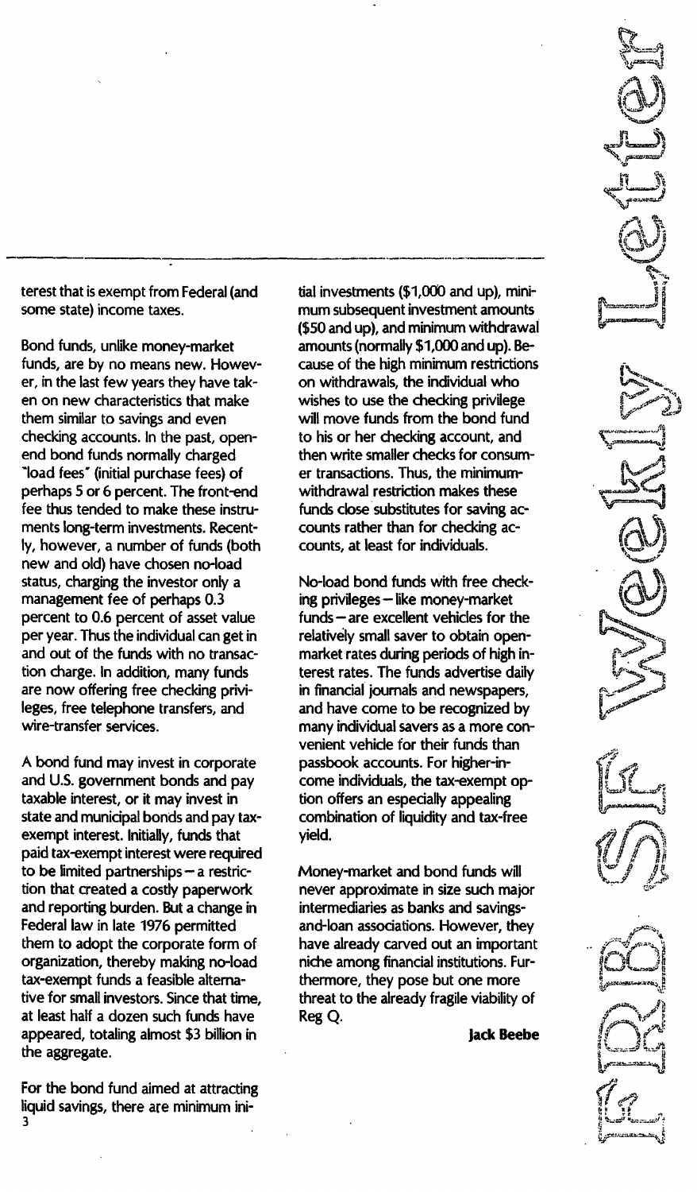terest that is exempt from Federal (and some state) income taxes.

Bond funds, unlike money-market funds, are by no means new. However, in the last few years they have taken on new characteristics that make them similar to savings and even checking accounts. In the past, open-end bond funds normally charged "load fees" (initial purchase fees) of perhaps 5 or 6 percent. The front-end fee thus tended to make these instruments long-term investments. Recently, however, a number of funds (both new and old) have chosen no-load status, charging the investor only a management fee of perhaps 0.3 percent to 0.6 percent of asset value per year. Thus the individual can get in and out of the funds with no transaction charge. In addition, many funds are now offering free checking privileges, free telephone transfers, and wire-transfer services.

A bond fund may invest in corporate and U.S. government bonds and pay taxable interest, or it may invest in state and municipal bonds and pay tax-exempt interest. Initially, funds that paid tax-exempt interest were required to be limited partnerships—a restriction that created a costly paperwork and reporting burden. But a change in Federal law in late 1976 permitted them to adopt the corporate form of organization, thereby making no-load tax-exempt funds a feasible alternative for small investors. Since that time, at least half a dozen such funds have appeared, totaling almost $3 billion in the aggregate.

For the bond fund aimed at attracting liquid savings, there are minimum initial investments ($1,000 and up), minimum subsequent investment amounts ($50 and up), and minimum withdrawal amounts (normally $1,000 and up). Because of the high minimum restrictions on withdrawals, the individual who wishes to use the checking privilege will move funds from the bond fund to his or her checking account, and then write smaller checks for consumer transactions. Thus, the minimum-withdrawal restriction makes these funds close substitutes for saving accounts rather than for checking accounts, at least for individuals.

No-load bond funds with free checking privileges—like money-market funds—are excellent vehicles for the relatively small saver to obtain open-market rates during periods of high interest rates. The funds advertise daily in financial journals and newspapers, and have come to be recognized by many individual savers as a more convenient vehicle for their funds than passbook accounts. For higher-income individuals, the tax-exempt option offers an especially appealing combination of liquidity and tax-free yield.

Money-market and bond funds will never approximate in size such major intermediaries as banks and savings-and-loan associations. However, they have already carved out an important niche among financial institutions. Furthermore, they pose but one more threat to the already fragile viability of Reg Q.

**Jack Beebe**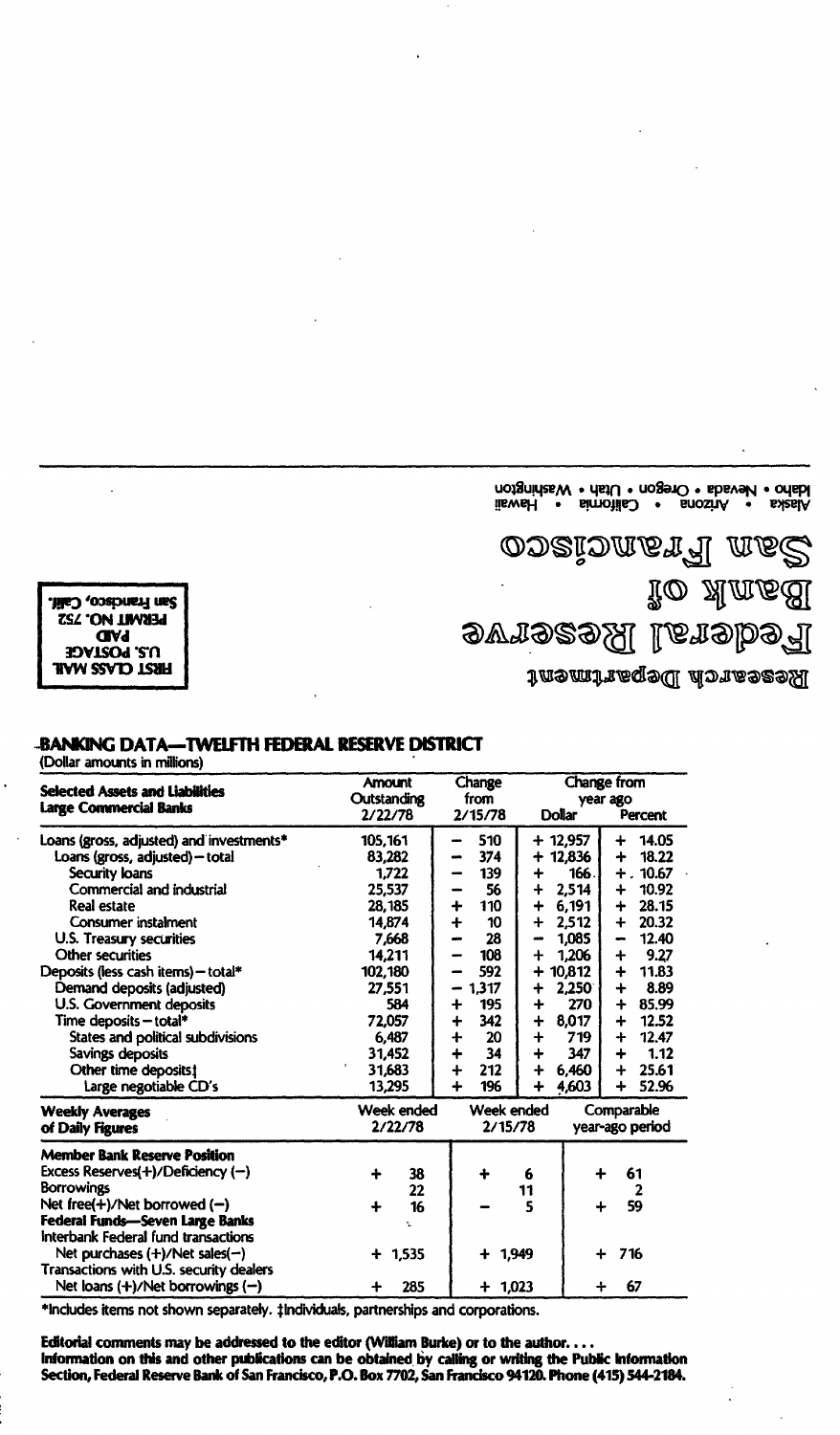Research Department

# Federal Reserve Bank of San Francisco

Alaska • Arizona • California • Hawaii
Idaho • Nevada • Oregon • Utah • Washington

FIRST CLASS MAIL
U.S. POSTAGE
PAID
PERMIT NO. 752
San Francisco, Calif.

## BANKING DATA—TWELFTH FEDERAL RESERVE DISTRICT

(Dollar amounts in millions)

| Selected Assets and Liabilities Large Commercial Banks | Amount Outstanding 2/22/78 | Change from 2/15/78 | Change from year ago Dollar | Change from year ago Percent |
|---|---|---|---|---|
| Loans (gross, adjusted) and investments* | 105,161 | − 510 | + 12,957 | + 14.05 |
| Loans (gross, adjusted)—total | 83,282 | − 374 | + 12,836 | + 18.22 |
| Security loans | 1,722 | − 139 | + 166 | + 10.67 |
| Commercial and industrial | 25,537 | − 56 | + 2,514 | + 10.92 |
| Real estate | 28,185 | + 110 | + 6,191 | + 28.15 |
| Consumer instalment | 14,874 | + 10 | + 2,512 | + 20.32 |
| U.S. Treasury securities | 7,668 | − 28 | − 1,085 | − 12.40 |
| Other securities | 14,211 | − 108 | + 1,206 | + 9.27 |
| Deposits (less cash items)—total* | 102,180 | − 592 | + 10,812 | + 11.83 |
| Demand deposits (adjusted) | 27,551 | − 1,317 | + 2,250 | + 8.89 |
| U.S. Government deposits | 584 | + 195 | + 270 | + 85.99 |
| Time deposits—total* | 72,057 | + 342 | + 8,017 | + 12.52 |
| States and political subdivisions | 6,487 | + 20 | + 719 | + 12.47 |
| Savings deposits | 31,452 | + 34 | + 347 | + 1.12 |
| Other time deposits‡ | 31,683 | + 212 | + 6,460 | + 25.61 |
| Large negotiable CD's | 13,295 | + 196 | + 4,603 | + 52.96 |

| Weekly Averages of Daily Figures | Week ended 2/22/78 | Week ended 2/15/78 | Comparable year-ago period |
|---|---|---|---|
| **Member Bank Reserve Position** | | | |
| Excess Reserves(+)/Deficiency (−) | + 38 | + 6 | + 61 |
| Borrowings | 22 | 11 | 2 |
| Net free(+)/Net borrowed (−) | + 16 | − 5 | + 59 |
| **Federal Funds—Seven Large Banks** | | | |
| Interbank Federal fund transactions | | | |
| Net purchases (+)/Net sales(−) | + 1,535 | + 1,949 | + 716 |
| Transactions with U.S. security dealers | | | |
| Net loans (+)/Net borrowings (−) | + 285 | + 1,023 | + 67 |

*Includes items not shown separately. ‡Individuals, partnerships and corporations.

**Editorial comments may be addressed to the editor (William Burke) or to the author. . . .**
**Information on this and other publications can be obtained by calling or writing the Public Information Section, Federal Reserve Bank of San Francisco, P.O. Box 7702, San Francisco 94120. Phone (415) 544-2184.**